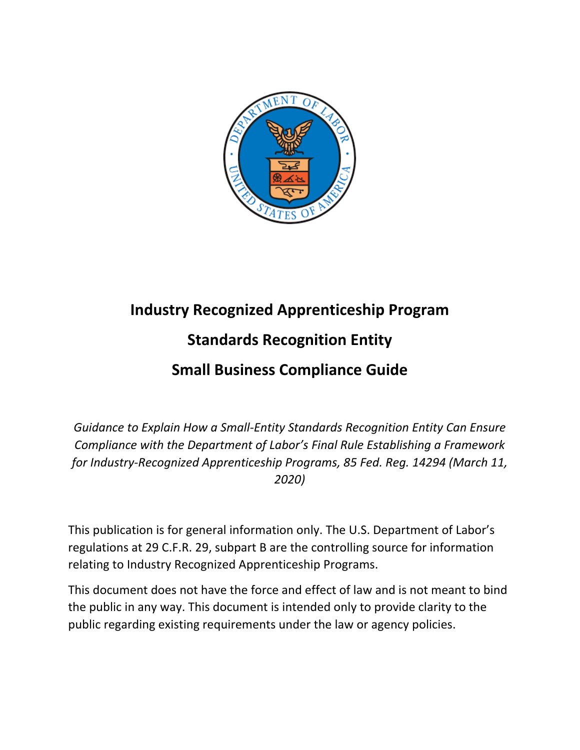# Industry Recognized Apprenticeship Program

# Standards Recognition Entity

# Small Business Compliance Guide

*Guidance to Explain How a Small-Entity Standards Recognition Entity Can Ensure Compliance with the Department of Labor's Final Rule Establishing a Framework for Industry-Recognized Apprenticeship Programs, 85 Fed. Reg. 14294 (March 11, 2020)*

This publication is for general information only. The U.S. Department of Labor's regulations at 29 C.F.R. 29, subpart B are the controlling source for information relating to Industry Recognized Apprenticeship Programs.

This document does not have the force and effect of law and is not meant to bind the public in any way. This document is intended only to provide clarity to the public regarding existing requirements under the law or agency policies.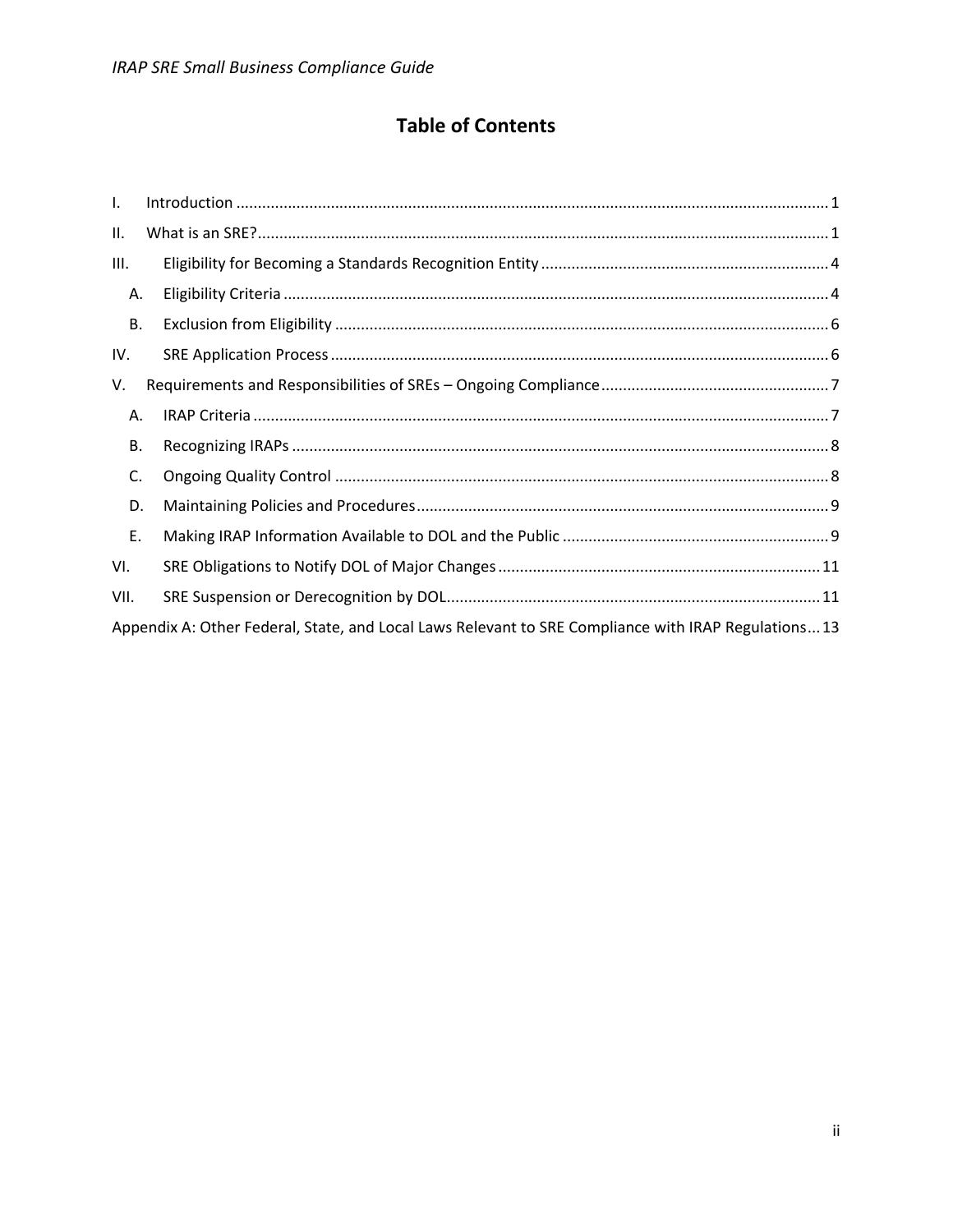# Table of Contents

I. Introduction ..... 1

II. What is an SRE? ..... 1

III. Eligibility for Becoming a Standards Recognition Entity ..... 4

- A. Eligibility Criteria ..... 4
- B. Exclusion from Eligibility ..... 6

IV. SRE Application Process ..... 6

V. Requirements and Responsibilities of SREs – Ongoing Compliance ..... 7

- A. IRAP Criteria ..... 7
- B. Recognizing IRAPs ..... 8
- C. Ongoing Quality Control ..... 8
- D. Maintaining Policies and Procedures ..... 9
- E. Making IRAP Information Available to DOL and the Public ..... 9

VI. SRE Obligations to Notify DOL of Major Changes ..... 11

VII. SRE Suspension or Derecognition by DOL ..... 11

Appendix A: Other Federal, State, and Local Laws Relevant to SRE Compliance with IRAP Regulations ..... 13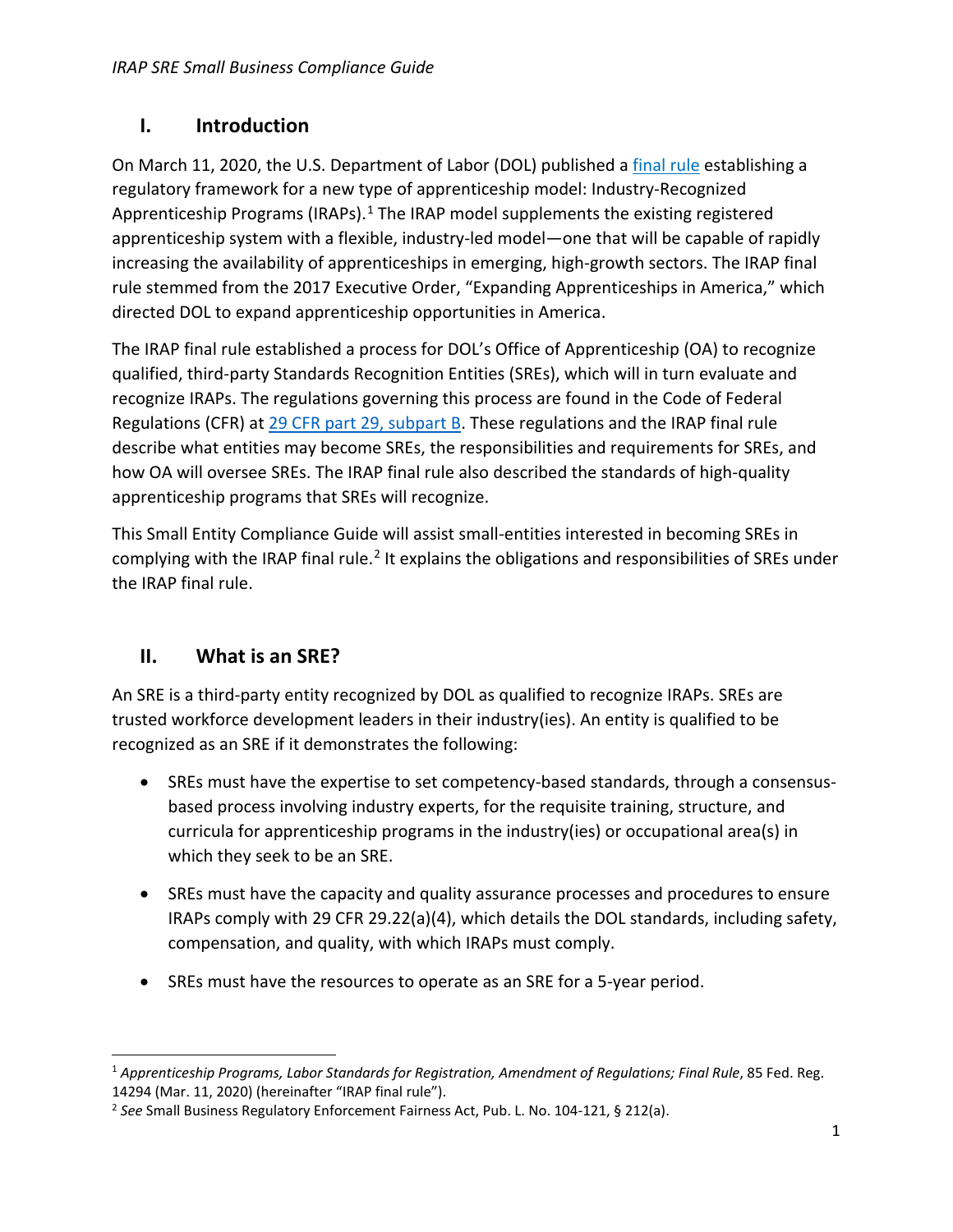## I. Introduction

On March 11, 2020, the U.S. Department of Labor (DOL) published a final rule establishing a regulatory framework for a new type of apprenticeship model: Industry-Recognized Apprenticeship Programs (IRAPs).[1] The IRAP model supplements the existing registered apprenticeship system with a flexible, industry-led model—one that will be capable of rapidly increasing the availability of apprenticeships in emerging, high-growth sectors. The IRAP final rule stemmed from the 2017 Executive Order, "Expanding Apprenticeships in America," which directed DOL to expand apprenticeship opportunities in America.

The IRAP final rule established a process for DOL's Office of Apprenticeship (OA) to recognize qualified, third-party Standards Recognition Entities (SREs), which will in turn evaluate and recognize IRAPs. The regulations governing this process are found in the Code of Federal Regulations (CFR) at 29 CFR part 29, subpart B. These regulations and the IRAP final rule describe what entities may become SREs, the responsibilities and requirements for SREs, and how OA will oversee SREs. The IRAP final rule also described the standards of high-quality apprenticeship programs that SREs will recognize.

This Small Entity Compliance Guide will assist small-entities interested in becoming SREs in complying with the IRAP final rule.[2] It explains the obligations and responsibilities of SREs under the IRAP final rule.

## II. What is an SRE?

An SRE is a third-party entity recognized by DOL as qualified to recognize IRAPs. SREs are trusted workforce development leaders in their industry(ies). An entity is qualified to be recognized as an SRE if it demonstrates the following:

- SREs must have the expertise to set competency-based standards, through a consensus-based process involving industry experts, for the requisite training, structure, and curricula for apprenticeship programs in the industry(ies) or occupational area(s) in which they seek to be an SRE.
- SREs must have the capacity and quality assurance processes and procedures to ensure IRAPs comply with 29 CFR 29.22(a)(4), which details the DOL standards, including safety, compensation, and quality, with which IRAPs must comply.
- SREs must have the resources to operate as an SRE for a 5-year period.

---

[1] *Apprenticeship Programs, Labor Standards for Registration, Amendment of Regulations; Final Rule*, 85 Fed. Reg. 14294 (Mar. 11, 2020) (hereinafter "IRAP final rule").

[2] *See* Small Business Regulatory Enforcement Fairness Act, Pub. L. No. 104-121, § 212(a).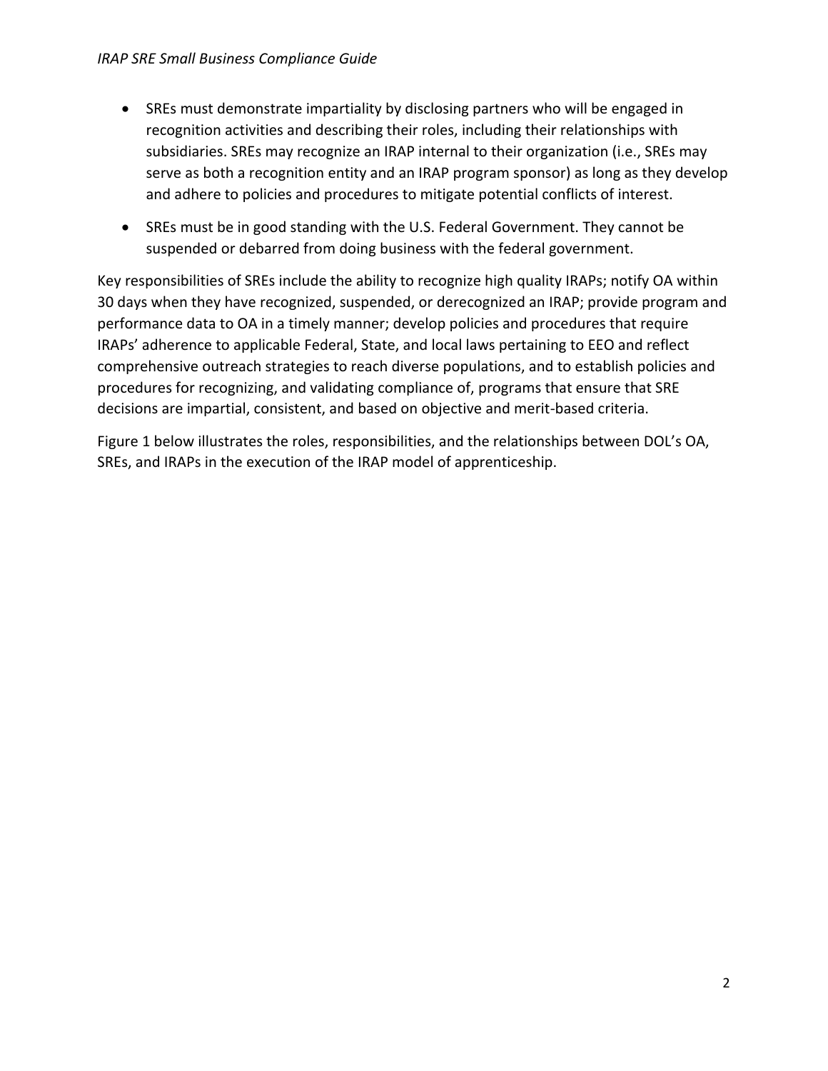- SREs must demonstrate impartiality by disclosing partners who will be engaged in recognition activities and describing their roles, including their relationships with subsidiaries. SREs may recognize an IRAP internal to their organization (i.e., SREs may serve as both a recognition entity and an IRAP program sponsor) as long as they develop and adhere to policies and procedures to mitigate potential conflicts of interest.
- SREs must be in good standing with the U.S. Federal Government. They cannot be suspended or debarred from doing business with the federal government.

Key responsibilities of SREs include the ability to recognize high quality IRAPs; notify OA within 30 days when they have recognized, suspended, or derecognized an IRAP; provide program and performance data to OA in a timely manner; develop policies and procedures that require IRAPs' adherence to applicable Federal, State, and local laws pertaining to EEO and reflect comprehensive outreach strategies to reach diverse populations, and to establish policies and procedures for recognizing, and validating compliance of, programs that ensure that SRE decisions are impartial, consistent, and based on objective and merit-based criteria.

Figure 1 below illustrates the roles, responsibilities, and the relationships between DOL's OA, SREs, and IRAPs in the execution of the IRAP model of apprenticeship.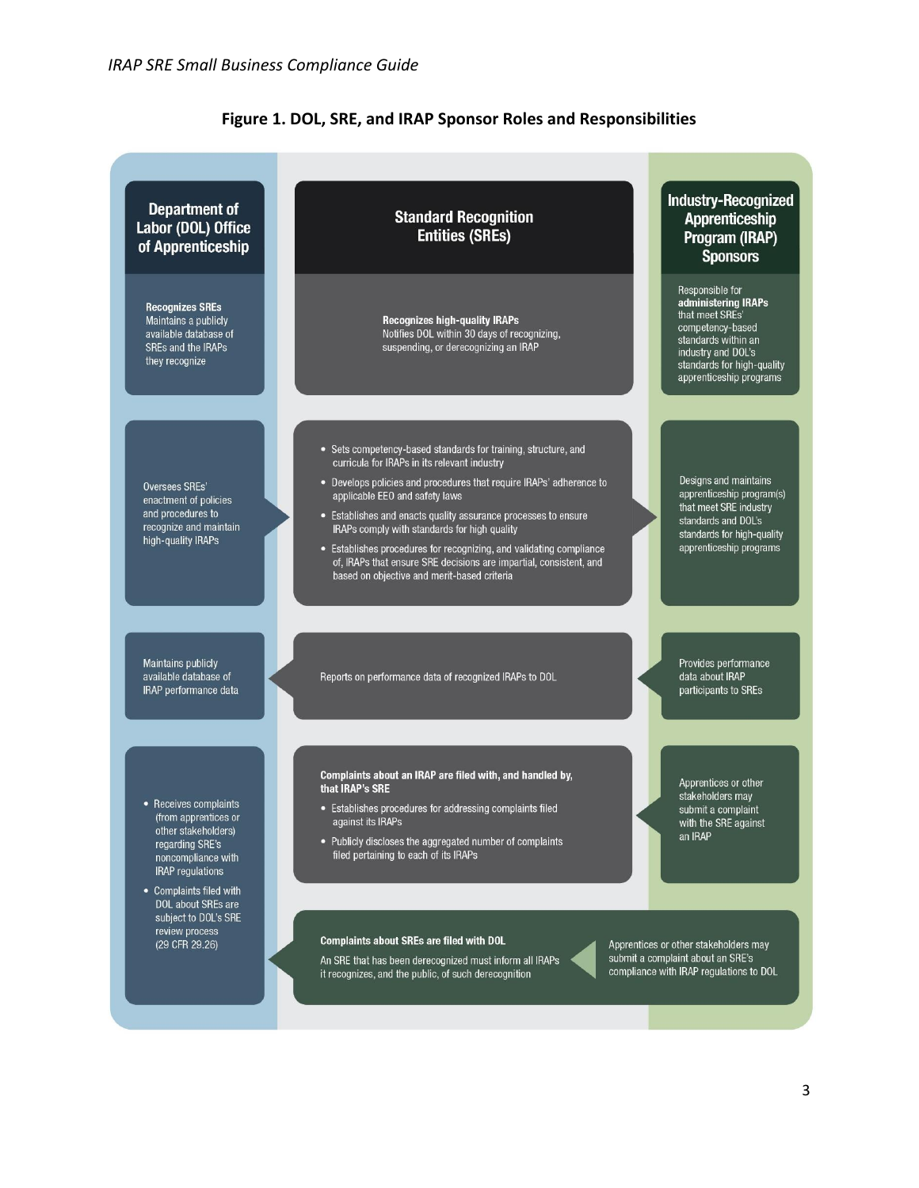**Figure 1. DOL, SRE, and IRAP Sponsor Roles and Responsibilities**

| Department of Labor (DOL) Office of Apprenticeship | Standard Recognition Entities (SREs) | Industry-Recognized Apprenticeship Program (IRAP) Sponsors |
|---|---|---|
| **Recognizes SREs** Maintains a publicly available database of SREs and the IRAPs they recognize | **Recognizes high-quality IRAPs** Notifies DOL within 30 days of recognizing, suspending, or derecognizing an IRAP | Responsible for **administering IRAPs** that meet SREs' competency-based standards within an industry and DOL's standards for high-quality apprenticeship programs |
| Oversees SREs' enactment of policies and procedures to recognize and maintain high-quality IRAPs | • Sets competency-based standards for training, structure, and curricula for IRAPs in its relevant industry<br>• Develops policies and procedures that require IRAPs' adherence to applicable EEO and safety laws<br>• Establishes and enacts quality assurance processes to ensure IRAPs comply with standards for high quality<br>• Establishes procedures for recognizing, and validating compliance of, IRAPs that ensure SRE decisions are impartial, consistent, and based on objective and merit-based criteria | Designs and maintains apprenticeship program(s) that meet SRE industry standards and DOL's standards for high-quality apprenticeship programs |
| Maintains publicly available database of IRAP performance data | Reports on performance data of recognized IRAPs to DOL | Provides performance data about IRAP participants to SREs |
| • Receives complaints (from apprentices or other stakeholders) regarding SRE's noncompliance with IRAP regulations<br>• Complaints filed with DOL about SREs are subject to DOL's SRE review process (29 CFR 29.26) | **Complaints about an IRAP are filed with, and handled by, that IRAP's SRE**<br>• Establishes procedures for addressing complaints filed against its IRAPs<br>• Publicly discloses the aggregated number of complaints filed pertaining to each of its IRAPs | Apprentices or other stakeholders may submit a complaint with the SRE against an IRAP |
| | **Complaints about SREs are filed with DOL**<br>An SRE that has been derecognized must inform all IRAPs it recognizes, and the public, of such derecognition | Apprentices or other stakeholders may submit a complaint about an SRE's compliance with IRAP regulations to DOL |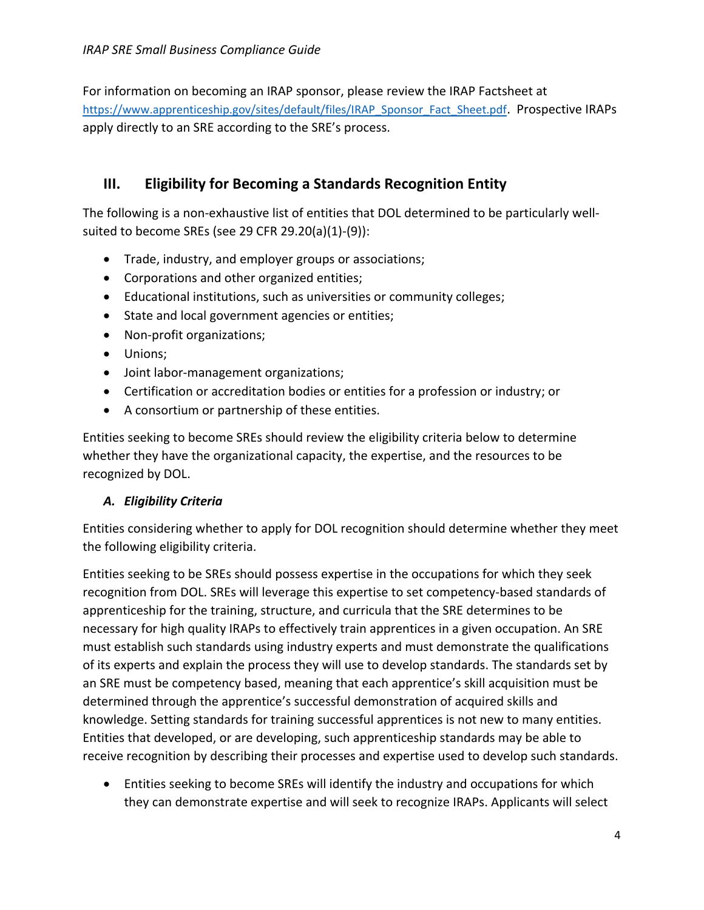For information on becoming an IRAP sponsor, please review the IRAP Factsheet at [https://www.apprenticeship.gov/sites/default/files/IRAP_Sponsor_Fact_Sheet.pdf](https://www.apprenticeship.gov/sites/default/files/IRAP_Sponsor_Fact_Sheet.pdf). Prospective IRAPs apply directly to an SRE according to the SRE's process.

## III. Eligibility for Becoming a Standards Recognition Entity

The following is a non-exhaustive list of entities that DOL determined to be particularly well-suited to become SREs (see 29 CFR 29.20(a)(1)-(9)):

- Trade, industry, and employer groups or associations;
- Corporations and other organized entities;
- Educational institutions, such as universities or community colleges;
- State and local government agencies or entities;
- Non-profit organizations;
- Unions;
- Joint labor-management organizations;
- Certification or accreditation bodies or entities for a profession or industry; or
- A consortium or partnership of these entities.

Entities seeking to become SREs should review the eligibility criteria below to determine whether they have the organizational capacity, the expertise, and the resources to be recognized by DOL.

### *A. Eligibility Criteria*

Entities considering whether to apply for DOL recognition should determine whether they meet the following eligibility criteria.

Entities seeking to be SREs should possess expertise in the occupations for which they seek recognition from DOL. SREs will leverage this expertise to set competency-based standards of apprenticeship for the training, structure, and curricula that the SRE determines to be necessary for high quality IRAPs to effectively train apprentices in a given occupation. An SRE must establish such standards using industry experts and must demonstrate the qualifications of its experts and explain the process they will use to develop standards. The standards set by an SRE must be competency based, meaning that each apprentice's skill acquisition must be determined through the apprentice's successful demonstration of acquired skills and knowledge. Setting standards for training successful apprentices is not new to many entities. Entities that developed, or are developing, such apprenticeship standards may be able to receive recognition by describing their processes and expertise used to develop such standards.

- Entities seeking to become SREs will identify the industry and occupations for which they can demonstrate expertise and will seek to recognize IRAPs. Applicants will select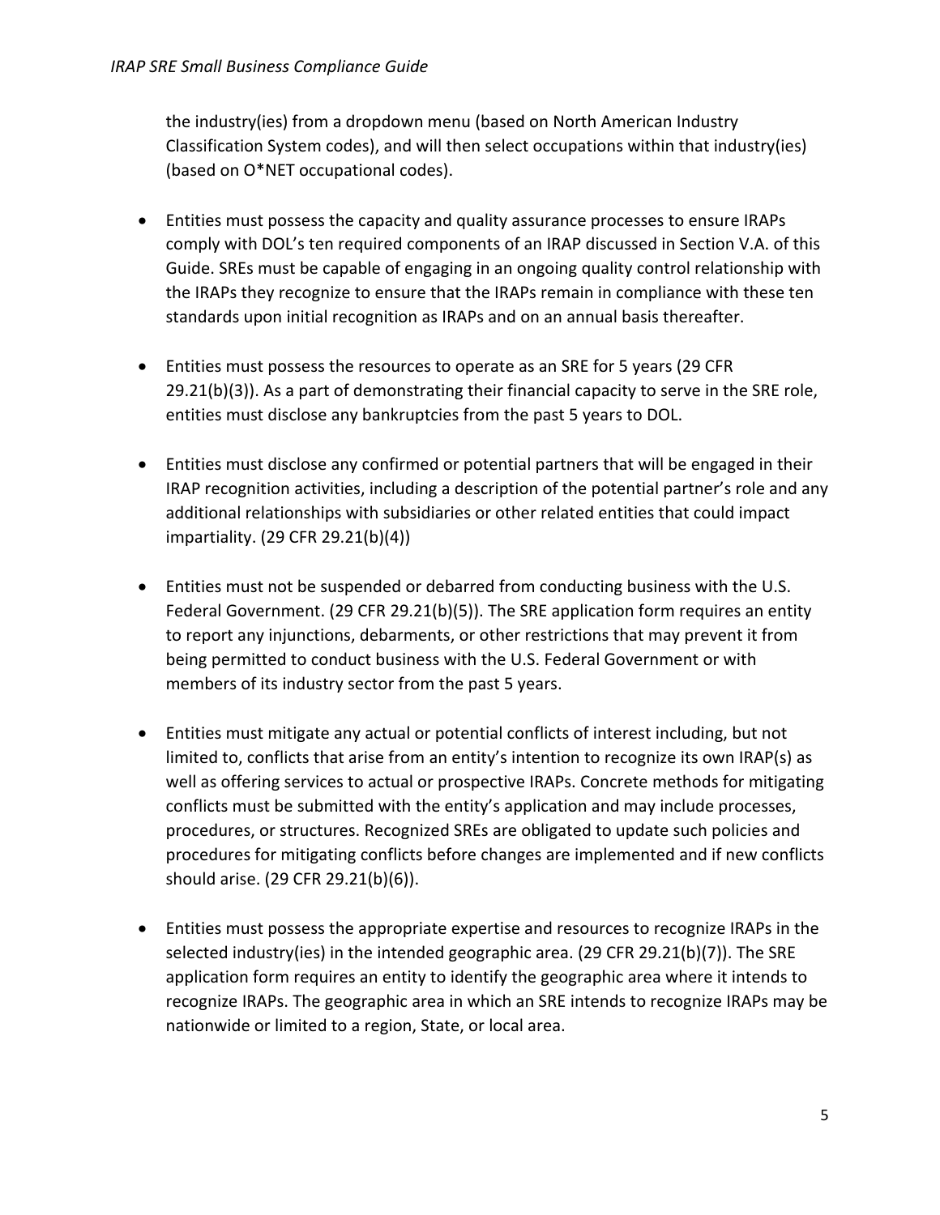the industry(ies) from a dropdown menu (based on North American Industry Classification System codes), and will then select occupations within that industry(ies) (based on O*NET occupational codes).

- Entities must possess the capacity and quality assurance processes to ensure IRAPs comply with DOL's ten required components of an IRAP discussed in Section V.A. of this Guide. SREs must be capable of engaging in an ongoing quality control relationship with the IRAPs they recognize to ensure that the IRAPs remain in compliance with these ten standards upon initial recognition as IRAPs and on an annual basis thereafter.

- Entities must possess the resources to operate as an SRE for 5 years (29 CFR 29.21(b)(3)). As a part of demonstrating their financial capacity to serve in the SRE role, entities must disclose any bankruptcies from the past 5 years to DOL.

- Entities must disclose any confirmed or potential partners that will be engaged in their IRAP recognition activities, including a description of the potential partner's role and any additional relationships with subsidiaries or other related entities that could impact impartiality. (29 CFR 29.21(b)(4))

- Entities must not be suspended or debarred from conducting business with the U.S. Federal Government. (29 CFR 29.21(b)(5)). The SRE application form requires an entity to report any injunctions, debarments, or other restrictions that may prevent it from being permitted to conduct business with the U.S. Federal Government or with members of its industry sector from the past 5 years.

- Entities must mitigate any actual or potential conflicts of interest including, but not limited to, conflicts that arise from an entity's intention to recognize its own IRAP(s) as well as offering services to actual or prospective IRAPs. Concrete methods for mitigating conflicts must be submitted with the entity's application and may include processes, procedures, or structures. Recognized SREs are obligated to update such policies and procedures for mitigating conflicts before changes are implemented and if new conflicts should arise. (29 CFR 29.21(b)(6)).

- Entities must possess the appropriate expertise and resources to recognize IRAPs in the selected industry(ies) in the intended geographic area. (29 CFR 29.21(b)(7)). The SRE application form requires an entity to identify the geographic area where it intends to recognize IRAPs. The geographic area in which an SRE intends to recognize IRAPs may be nationwide or limited to a region, State, or local area.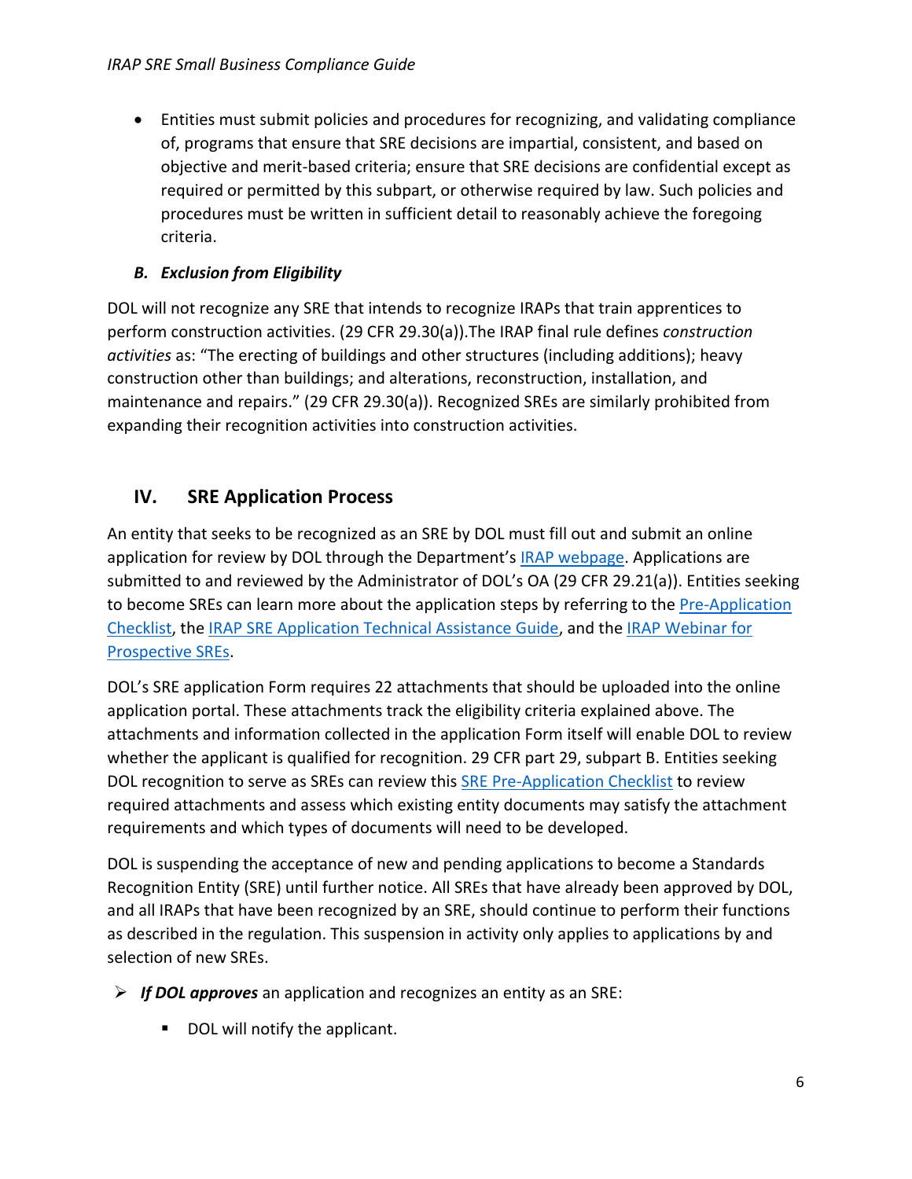- Entities must submit policies and procedures for recognizing, and validating compliance of, programs that ensure that SRE decisions are impartial, consistent, and based on objective and merit-based criteria; ensure that SRE decisions are confidential except as required or permitted by this subpart, or otherwise required by law. Such policies and procedures must be written in sufficient detail to reasonably achieve the foregoing criteria.

### *B. Exclusion from Eligibility*

DOL will not recognize any SRE that intends to recognize IRAPs that train apprentices to perform construction activities. (29 CFR 29.30(a)).The IRAP final rule defines *construction activities* as: "The erecting of buildings and other structures (including additions); heavy construction other than buildings; and alterations, reconstruction, installation, and maintenance and repairs." (29 CFR 29.30(a)). Recognized SREs are similarly prohibited from expanding their recognition activities into construction activities.

## IV. SRE Application Process

An entity that seeks to be recognized as an SRE by DOL must fill out and submit an online application for review by DOL through the Department's IRAP webpage. Applications are submitted to and reviewed by the Administrator of DOL's OA (29 CFR 29.21(a)). Entities seeking to become SREs can learn more about the application steps by referring to the Pre-Application Checklist, the IRAP SRE Application Technical Assistance Guide, and the IRAP Webinar for Prospective SREs.

DOL's SRE application Form requires 22 attachments that should be uploaded into the online application portal. These attachments track the eligibility criteria explained above. The attachments and information collected in the application Form itself will enable DOL to review whether the applicant is qualified for recognition. 29 CFR part 29, subpart B. Entities seeking DOL recognition to serve as SREs can review this SRE Pre-Application Checklist to review required attachments and assess which existing entity documents may satisfy the attachment requirements and which types of documents will need to be developed.

DOL is suspending the acceptance of new and pending applications to become a Standards Recognition Entity (SRE) until further notice. All SREs that have already been approved by DOL, and all IRAPs that have been recognized by an SRE, should continue to perform their functions as described in the regulation. This suspension in activity only applies to applications by and selection of new SREs.

- ***If DOL approves*** an application and recognizes an entity as an SRE:
  - DOL will notify the applicant.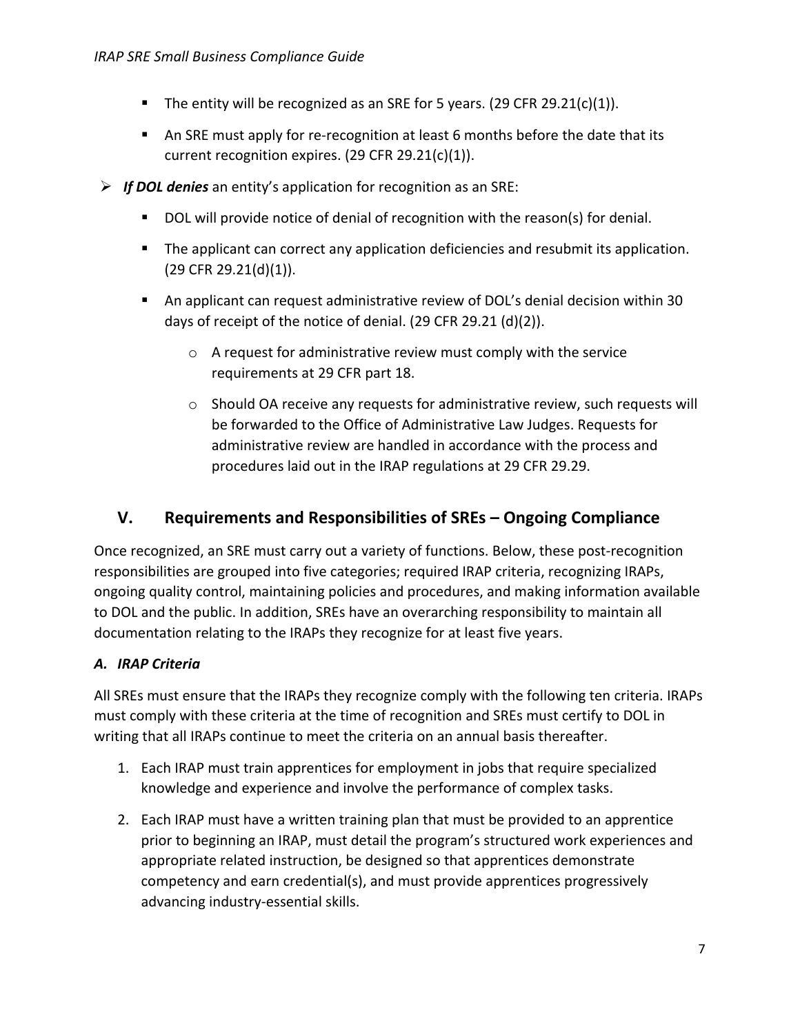- The entity will be recognized as an SRE for 5 years. (29 CFR 29.21(c)(1)).
- An SRE must apply for re-recognition at least 6 months before the date that its current recognition expires. (29 CFR 29.21(c)(1)).

> ***If DOL denies*** an entity's application for recognition as an SRE:

- DOL will provide notice of denial of recognition with the reason(s) for denial.
- The applicant can correct any application deficiencies and resubmit its application. (29 CFR 29.21(d)(1)).
- An applicant can request administrative review of DOL's denial decision within 30 days of receipt of the notice of denial. (29 CFR 29.21 (d)(2)).
  - A request for administrative review must comply with the service requirements at 29 CFR part 18.
  - Should OA receive any requests for administrative review, such requests will be forwarded to the Office of Administrative Law Judges. Requests for administrative review are handled in accordance with the process and procedures laid out in the IRAP regulations at 29 CFR 29.29.

## V. Requirements and Responsibilities of SREs – Ongoing Compliance

Once recognized, an SRE must carry out a variety of functions. Below, these post-recognition responsibilities are grouped into five categories; required IRAP criteria, recognizing IRAPs, ongoing quality control, maintaining policies and procedures, and making information available to DOL and the public. In addition, SREs have an overarching responsibility to maintain all documentation relating to the IRAPs they recognize for at least five years.

### *A. IRAP Criteria*

All SREs must ensure that the IRAPs they recognize comply with the following ten criteria. IRAPs must comply with these criteria at the time of recognition and SREs must certify to DOL in writing that all IRAPs continue to meet the criteria on an annual basis thereafter.

1. Each IRAP must train apprentices for employment in jobs that require specialized knowledge and experience and involve the performance of complex tasks.
2. Each IRAP must have a written training plan that must be provided to an apprentice prior to beginning an IRAP, must detail the program's structured work experiences and appropriate related instruction, be designed so that apprentices demonstrate competency and earn credential(s), and must provide apprentices progressively advancing industry-essential skills.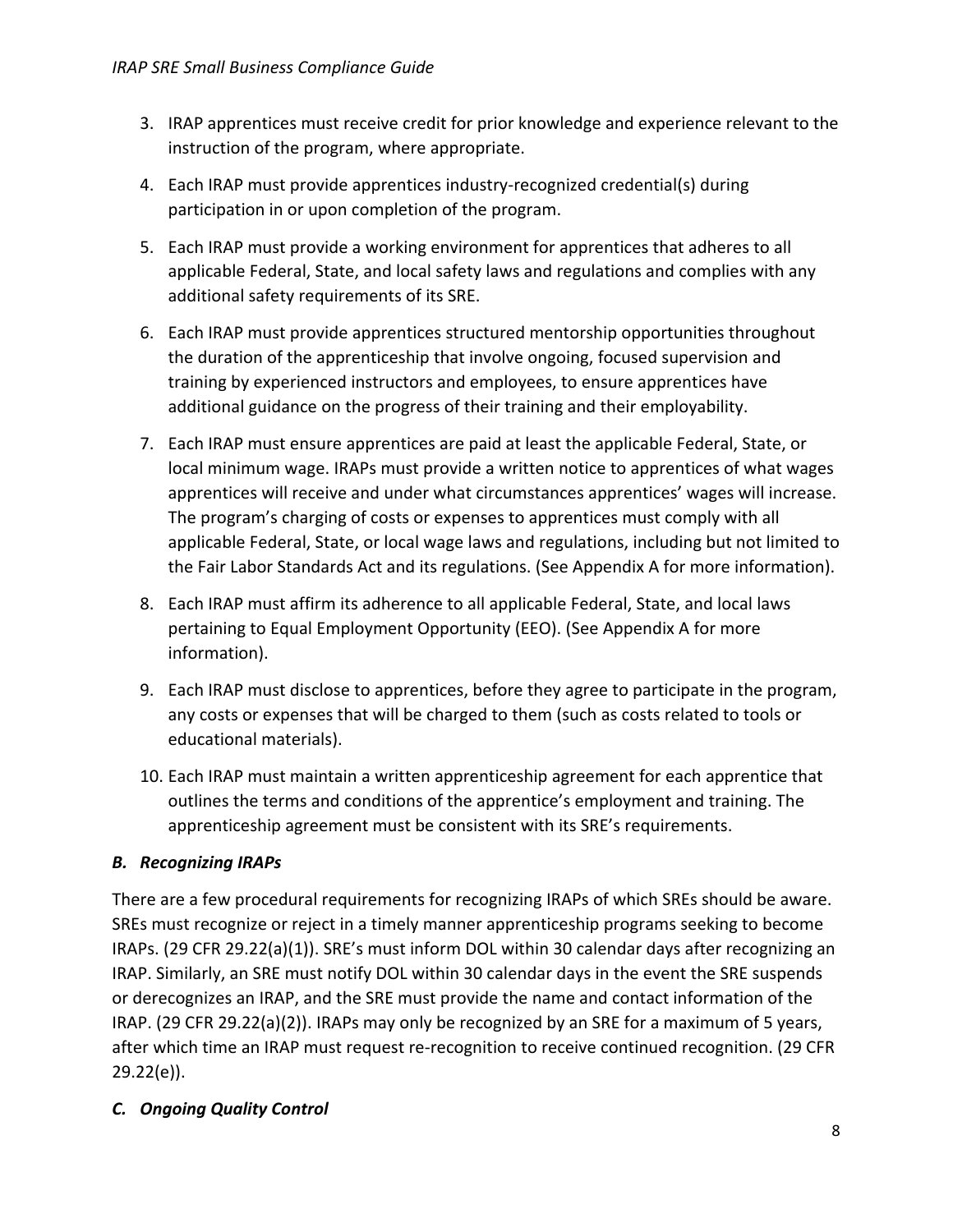3. IRAP apprentices must receive credit for prior knowledge and experience relevant to the instruction of the program, where appropriate.
4. Each IRAP must provide apprentices industry-recognized credential(s) during participation in or upon completion of the program.
5. Each IRAP must provide a working environment for apprentices that adheres to all applicable Federal, State, and local safety laws and regulations and complies with any additional safety requirements of its SRE.
6. Each IRAP must provide apprentices structured mentorship opportunities throughout the duration of the apprenticeship that involve ongoing, focused supervision and training by experienced instructors and employees, to ensure apprentices have additional guidance on the progress of their training and their employability.
7. Each IRAP must ensure apprentices are paid at least the applicable Federal, State, or local minimum wage. IRAPs must provide a written notice to apprentices of what wages apprentices will receive and under what circumstances apprentices' wages will increase. The program's charging of costs or expenses to apprentices must comply with all applicable Federal, State, or local wage laws and regulations, including but not limited to the Fair Labor Standards Act and its regulations. (See Appendix A for more information).
8. Each IRAP must affirm its adherence to all applicable Federal, State, and local laws pertaining to Equal Employment Opportunity (EEO). (See Appendix A for more information).
9. Each IRAP must disclose to apprentices, before they agree to participate in the program, any costs or expenses that will be charged to them (such as costs related to tools or educational materials).
10. Each IRAP must maintain a written apprenticeship agreement for each apprentice that outlines the terms and conditions of the apprentice's employment and training. The apprenticeship agreement must be consistent with its SRE's requirements.

### *B. Recognizing IRAPs*

There are a few procedural requirements for recognizing IRAPs of which SREs should be aware. SREs must recognize or reject in a timely manner apprenticeship programs seeking to become IRAPs. (29 CFR 29.22(a)(1)). SRE's must inform DOL within 30 calendar days after recognizing an IRAP. Similarly, an SRE must notify DOL within 30 calendar days in the event the SRE suspends or derecognizes an IRAP, and the SRE must provide the name and contact information of the IRAP. (29 CFR 29.22(a)(2)). IRAPs may only be recognized by an SRE for a maximum of 5 years, after which time an IRAP must request re-recognition to receive continued recognition. (29 CFR 29.22(e)).

### *C. Ongoing Quality Control*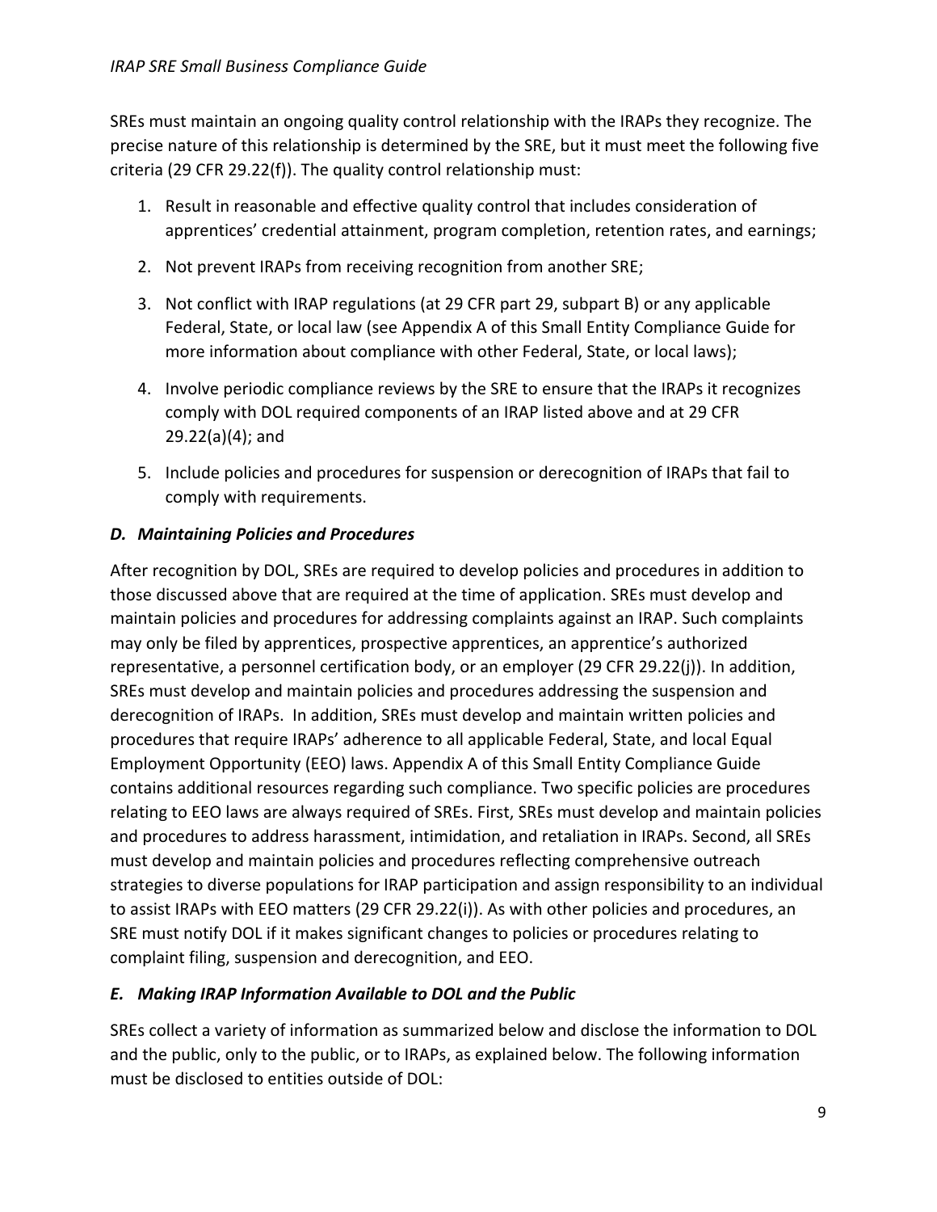SREs must maintain an ongoing quality control relationship with the IRAPs they recognize. The precise nature of this relationship is determined by the SRE, but it must meet the following five criteria (29 CFR 29.22(f)). The quality control relationship must:

1. Result in reasonable and effective quality control that includes consideration of apprentices' credential attainment, program completion, retention rates, and earnings;
2. Not prevent IRAPs from receiving recognition from another SRE;
3. Not conflict with IRAP regulations (at 29 CFR part 29, subpart B) or any applicable Federal, State, or local law (see Appendix A of this Small Entity Compliance Guide for more information about compliance with other Federal, State, or local laws);
4. Involve periodic compliance reviews by the SRE to ensure that the IRAPs it recognizes comply with DOL required components of an IRAP listed above and at 29 CFR 29.22(a)(4); and
5. Include policies and procedures for suspension or derecognition of IRAPs that fail to comply with requirements.

### *D. Maintaining Policies and Procedures*

After recognition by DOL, SREs are required to develop policies and procedures in addition to those discussed above that are required at the time of application. SREs must develop and maintain policies and procedures for addressing complaints against an IRAP. Such complaints may only be filed by apprentices, prospective apprentices, an apprentice's authorized representative, a personnel certification body, or an employer (29 CFR 29.22(j)). In addition, SREs must develop and maintain policies and procedures addressing the suspension and derecognition of IRAPs. In addition, SREs must develop and maintain written policies and procedures that require IRAPs' adherence to all applicable Federal, State, and local Equal Employment Opportunity (EEO) laws. Appendix A of this Small Entity Compliance Guide contains additional resources regarding such compliance. Two specific policies are procedures relating to EEO laws are always required of SREs. First, SREs must develop and maintain policies and procedures to address harassment, intimidation, and retaliation in IRAPs. Second, all SREs must develop and maintain policies and procedures reflecting comprehensive outreach strategies to diverse populations for IRAP participation and assign responsibility to an individual to assist IRAPs with EEO matters (29 CFR 29.22(i)). As with other policies and procedures, an SRE must notify DOL if it makes significant changes to policies or procedures relating to complaint filing, suspension and derecognition, and EEO.

### *E. Making IRAP Information Available to DOL and the Public*

SREs collect a variety of information as summarized below and disclose the information to DOL and the public, only to the public, or to IRAPs, as explained below. The following information must be disclosed to entities outside of DOL: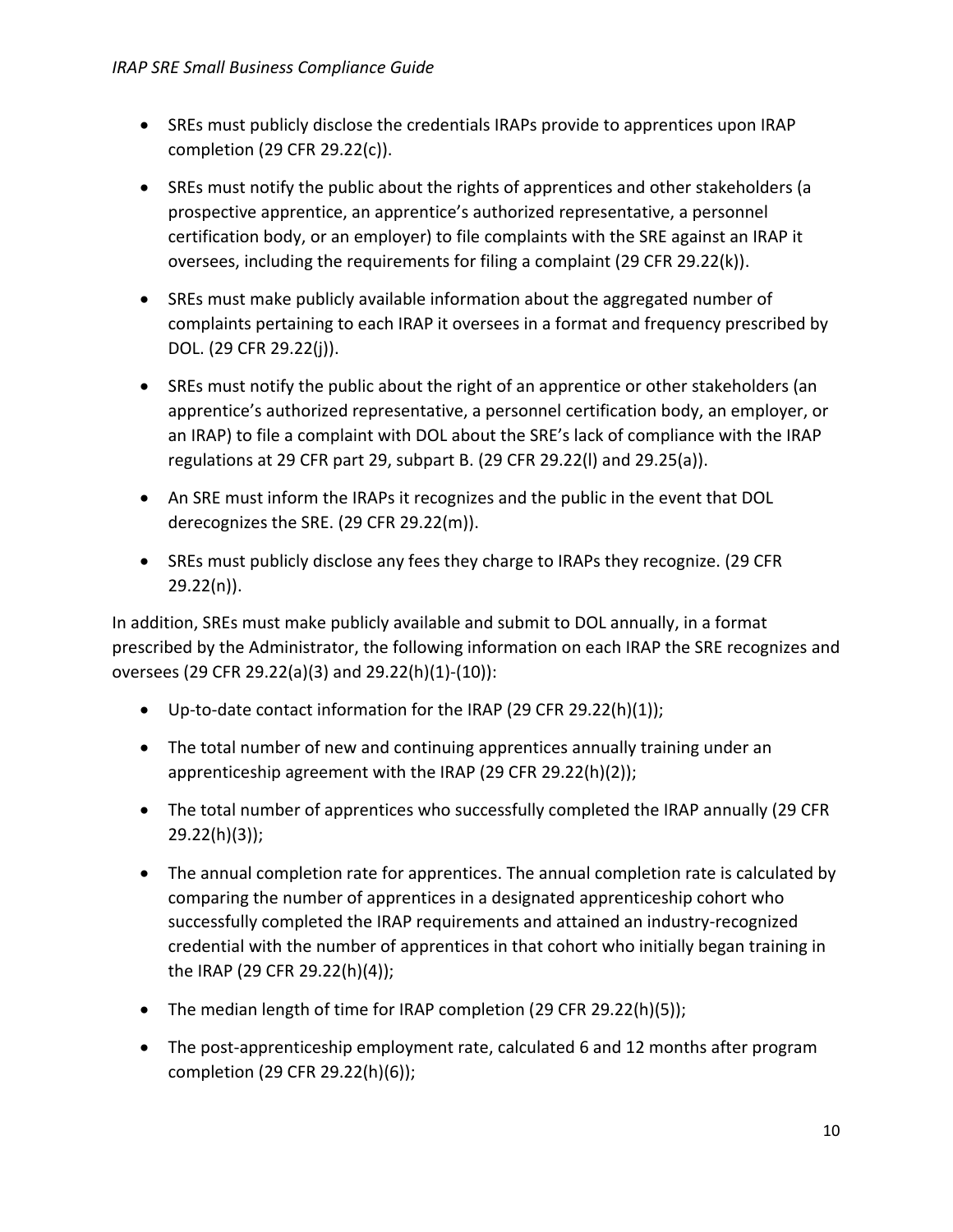- SREs must publicly disclose the credentials IRAPs provide to apprentices upon IRAP completion (29 CFR 29.22(c)).
- SREs must notify the public about the rights of apprentices and other stakeholders (a prospective apprentice, an apprentice's authorized representative, a personnel certification body, or an employer) to file complaints with the SRE against an IRAP it oversees, including the requirements for filing a complaint (29 CFR 29.22(k)).
- SREs must make publicly available information about the aggregated number of complaints pertaining to each IRAP it oversees in a format and frequency prescribed by DOL. (29 CFR 29.22(j)).
- SREs must notify the public about the right of an apprentice or other stakeholders (an apprentice's authorized representative, a personnel certification body, an employer, or an IRAP) to file a complaint with DOL about the SRE's lack of compliance with the IRAP regulations at 29 CFR part 29, subpart B. (29 CFR 29.22(l) and 29.25(a)).
- An SRE must inform the IRAPs it recognizes and the public in the event that DOL derecognizes the SRE. (29 CFR 29.22(m)).
- SREs must publicly disclose any fees they charge to IRAPs they recognize. (29 CFR 29.22(n)).

In addition, SREs must make publicly available and submit to DOL annually, in a format prescribed by the Administrator, the following information on each IRAP the SRE recognizes and oversees (29 CFR 29.22(a)(3) and 29.22(h)(1)-(10)):

- Up-to-date contact information for the IRAP (29 CFR 29.22(h)(1));
- The total number of new and continuing apprentices annually training under an apprenticeship agreement with the IRAP (29 CFR 29.22(h)(2));
- The total number of apprentices who successfully completed the IRAP annually (29 CFR 29.22(h)(3));
- The annual completion rate for apprentices. The annual completion rate is calculated by comparing the number of apprentices in a designated apprenticeship cohort who successfully completed the IRAP requirements and attained an industry-recognized credential with the number of apprentices in that cohort who initially began training in the IRAP (29 CFR 29.22(h)(4));
- The median length of time for IRAP completion (29 CFR 29.22(h)(5));
- The post-apprenticeship employment rate, calculated 6 and 12 months after program completion (29 CFR 29.22(h)(6));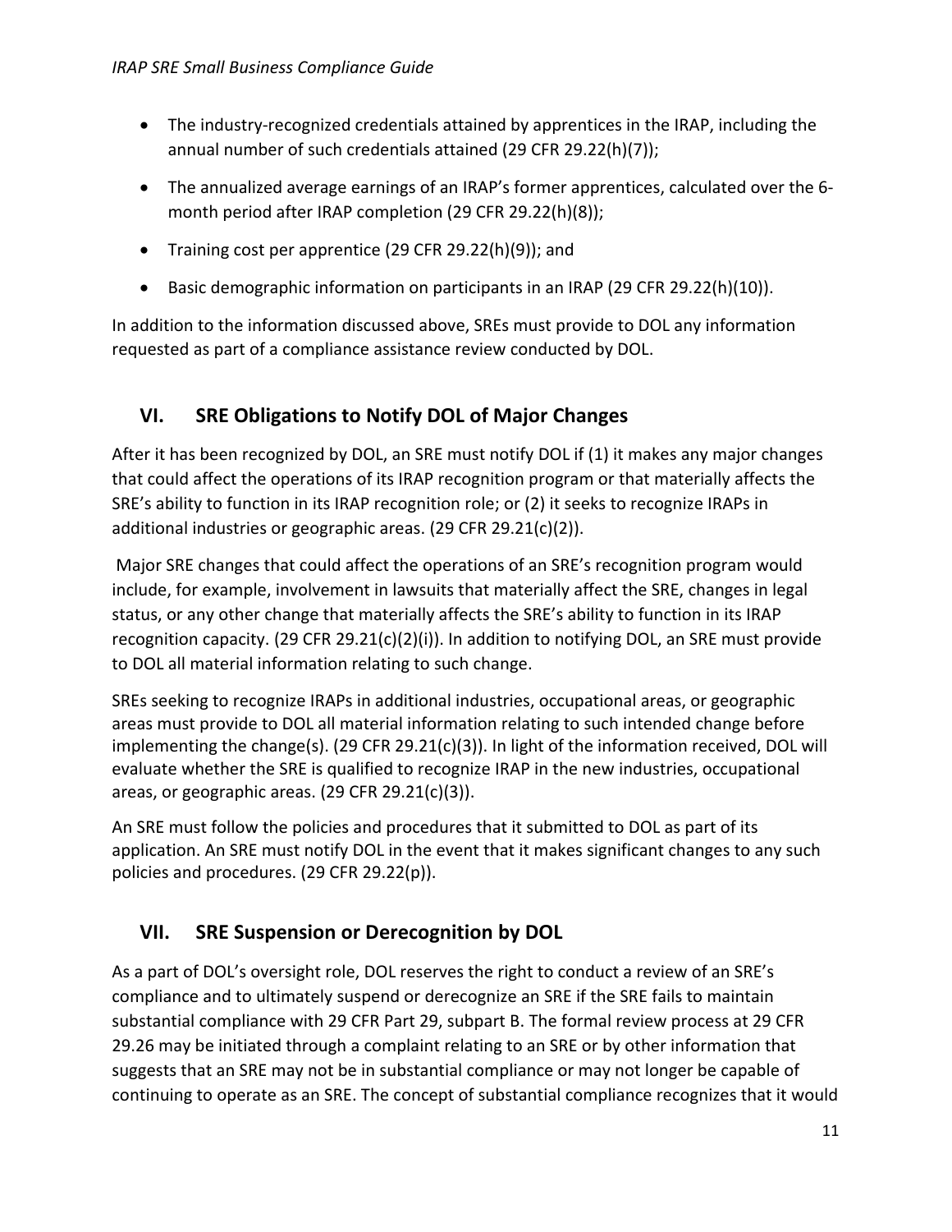- The industry-recognized credentials attained by apprentices in the IRAP, including the annual number of such credentials attained (29 CFR 29.22(h)(7));
- The annualized average earnings of an IRAP's former apprentices, calculated over the 6-month period after IRAP completion (29 CFR 29.22(h)(8));
- Training cost per apprentice (29 CFR 29.22(h)(9)); and
- Basic demographic information on participants in an IRAP (29 CFR 29.22(h)(10)).

In addition to the information discussed above, SREs must provide to DOL any information requested as part of a compliance assistance review conducted by DOL.

## VI. SRE Obligations to Notify DOL of Major Changes

After it has been recognized by DOL, an SRE must notify DOL if (1) it makes any major changes that could affect the operations of its IRAP recognition program or that materially affects the SRE's ability to function in its IRAP recognition role; or (2) it seeks to recognize IRAPs in additional industries or geographic areas. (29 CFR 29.21(c)(2)).

Major SRE changes that could affect the operations of an SRE's recognition program would include, for example, involvement in lawsuits that materially affect the SRE, changes in legal status, or any other change that materially affects the SRE's ability to function in its IRAP recognition capacity. (29 CFR 29.21(c)(2)(i)). In addition to notifying DOL, an SRE must provide to DOL all material information relating to such change.

SREs seeking to recognize IRAPs in additional industries, occupational areas, or geographic areas must provide to DOL all material information relating to such intended change before implementing the change(s). (29 CFR 29.21(c)(3)). In light of the information received, DOL will evaluate whether the SRE is qualified to recognize IRAP in the new industries, occupational areas, or geographic areas. (29 CFR 29.21(c)(3)).

An SRE must follow the policies and procedures that it submitted to DOL as part of its application. An SRE must notify DOL in the event that it makes significant changes to any such policies and procedures. (29 CFR 29.22(p)).

## VII. SRE Suspension or Derecognition by DOL

As a part of DOL's oversight role, DOL reserves the right to conduct a review of an SRE's compliance and to ultimately suspend or derecognize an SRE if the SRE fails to maintain substantial compliance with 29 CFR Part 29, subpart B. The formal review process at 29 CFR 29.26 may be initiated through a complaint relating to an SRE or by other information that suggests that an SRE may not be in substantial compliance or may not longer be capable of continuing to operate as an SRE. The concept of substantial compliance recognizes that it would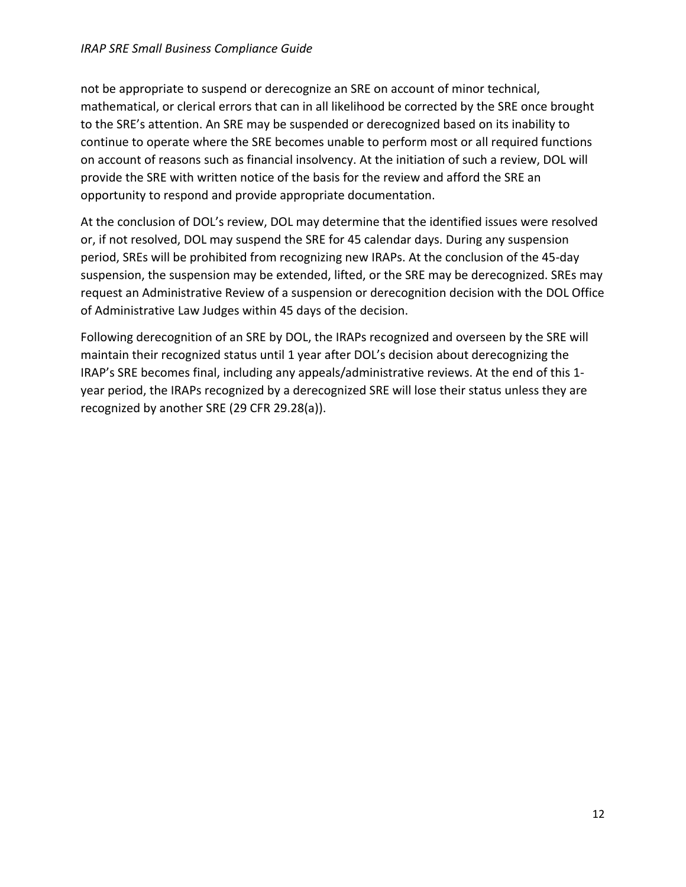not be appropriate to suspend or derecognize an SRE on account of minor technical, mathematical, or clerical errors that can in all likelihood be corrected by the SRE once brought to the SRE's attention. An SRE may be suspended or derecognized based on its inability to continue to operate where the SRE becomes unable to perform most or all required functions on account of reasons such as financial insolvency. At the initiation of such a review, DOL will provide the SRE with written notice of the basis for the review and afford the SRE an opportunity to respond and provide appropriate documentation.

At the conclusion of DOL's review, DOL may determine that the identified issues were resolved or, if not resolved, DOL may suspend the SRE for 45 calendar days. During any suspension period, SREs will be prohibited from recognizing new IRAPs. At the conclusion of the 45-day suspension, the suspension may be extended, lifted, or the SRE may be derecognized. SREs may request an Administrative Review of a suspension or derecognition decision with the DOL Office of Administrative Law Judges within 45 days of the decision.

Following derecognition of an SRE by DOL, the IRAPs recognized and overseen by the SRE will maintain their recognized status until 1 year after DOL's decision about derecognizing the IRAP's SRE becomes final, including any appeals/administrative reviews. At the end of this 1-year period, the IRAPs recognized by a derecognized SRE will lose their status unless they are recognized by another SRE (29 CFR 29.28(a)).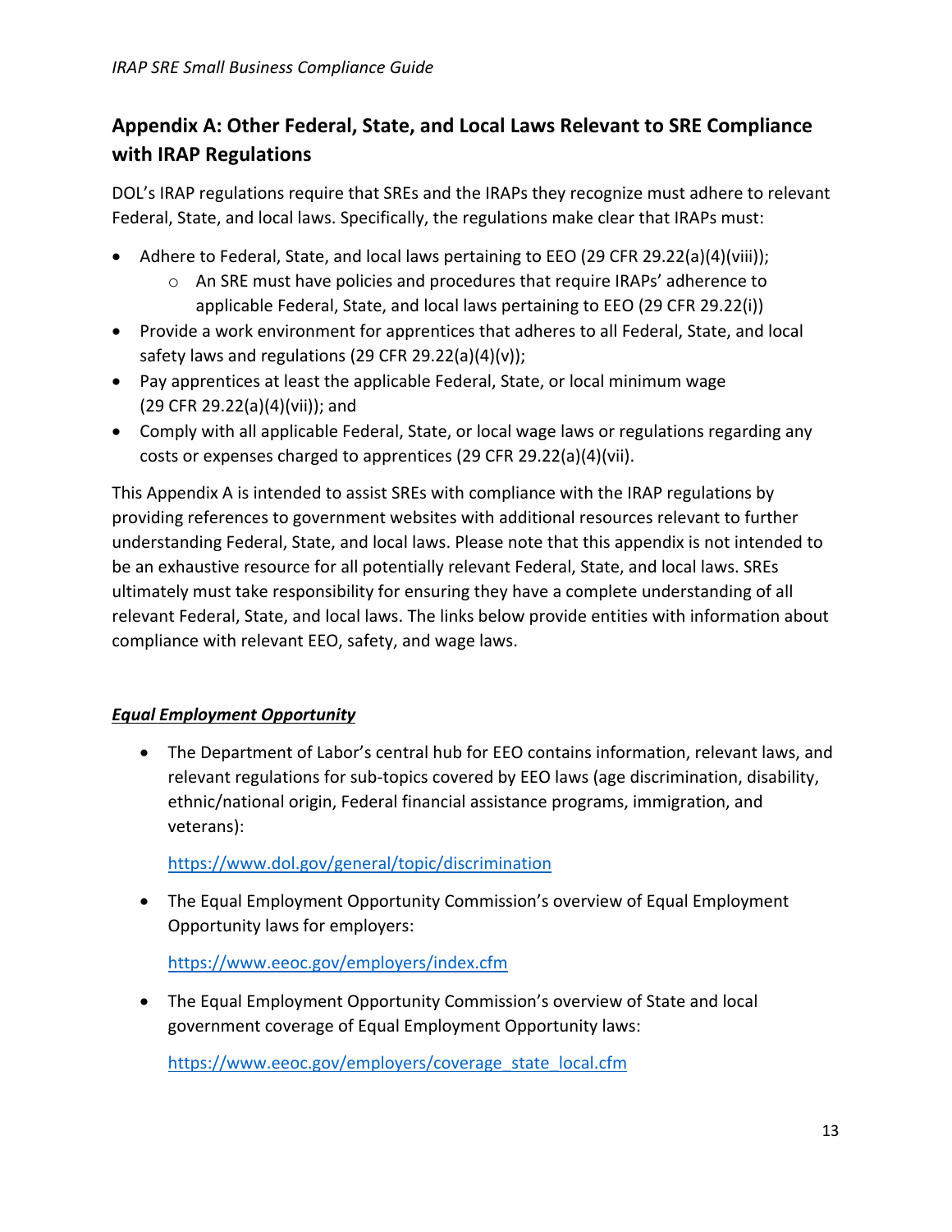## Appendix A: Other Federal, State, and Local Laws Relevant to SRE Compliance with IRAP Regulations

DOL's IRAP regulations require that SREs and the IRAPs they recognize must adhere to relevant Federal, State, and local laws. Specifically, the regulations make clear that IRAPs must:

- Adhere to Federal, State, and local laws pertaining to EEO (29 CFR 29.22(a)(4)(viii));
  - An SRE must have policies and procedures that require IRAPs' adherence to applicable Federal, State, and local laws pertaining to EEO (29 CFR 29.22(i))
- Provide a work environment for apprentices that adheres to all Federal, State, and local safety laws and regulations (29 CFR 29.22(a)(4)(v));
- Pay apprentices at least the applicable Federal, State, or local minimum wage (29 CFR 29.22(a)(4)(vii)); and
- Comply with all applicable Federal, State, or local wage laws or regulations regarding any costs or expenses charged to apprentices (29 CFR 29.22(a)(4)(vii).

This Appendix A is intended to assist SREs with compliance with the IRAP regulations by providing references to government websites with additional resources relevant to further understanding Federal, State, and local laws. Please note that this appendix is not intended to be an exhaustive resource for all potentially relevant Federal, State, and local laws. SREs ultimately must take responsibility for ensuring they have a complete understanding of all relevant Federal, State, and local laws. The links below provide entities with information about compliance with relevant EEO, safety, and wage laws.

***Equal Employment Opportunity***

- The Department of Labor's central hub for EEO contains information, relevant laws, and relevant regulations for sub-topics covered by EEO laws (age discrimination, disability, ethnic/national origin, Federal financial assistance programs, immigration, and veterans):

  https://www.dol.gov/general/topic/discrimination

- The Equal Employment Opportunity Commission's overview of Equal Employment Opportunity laws for employers:

  https://www.eeoc.gov/employers/index.cfm

- The Equal Employment Opportunity Commission's overview of State and local government coverage of Equal Employment Opportunity laws:

  https://www.eeoc.gov/employers/coverage_state_local.cfm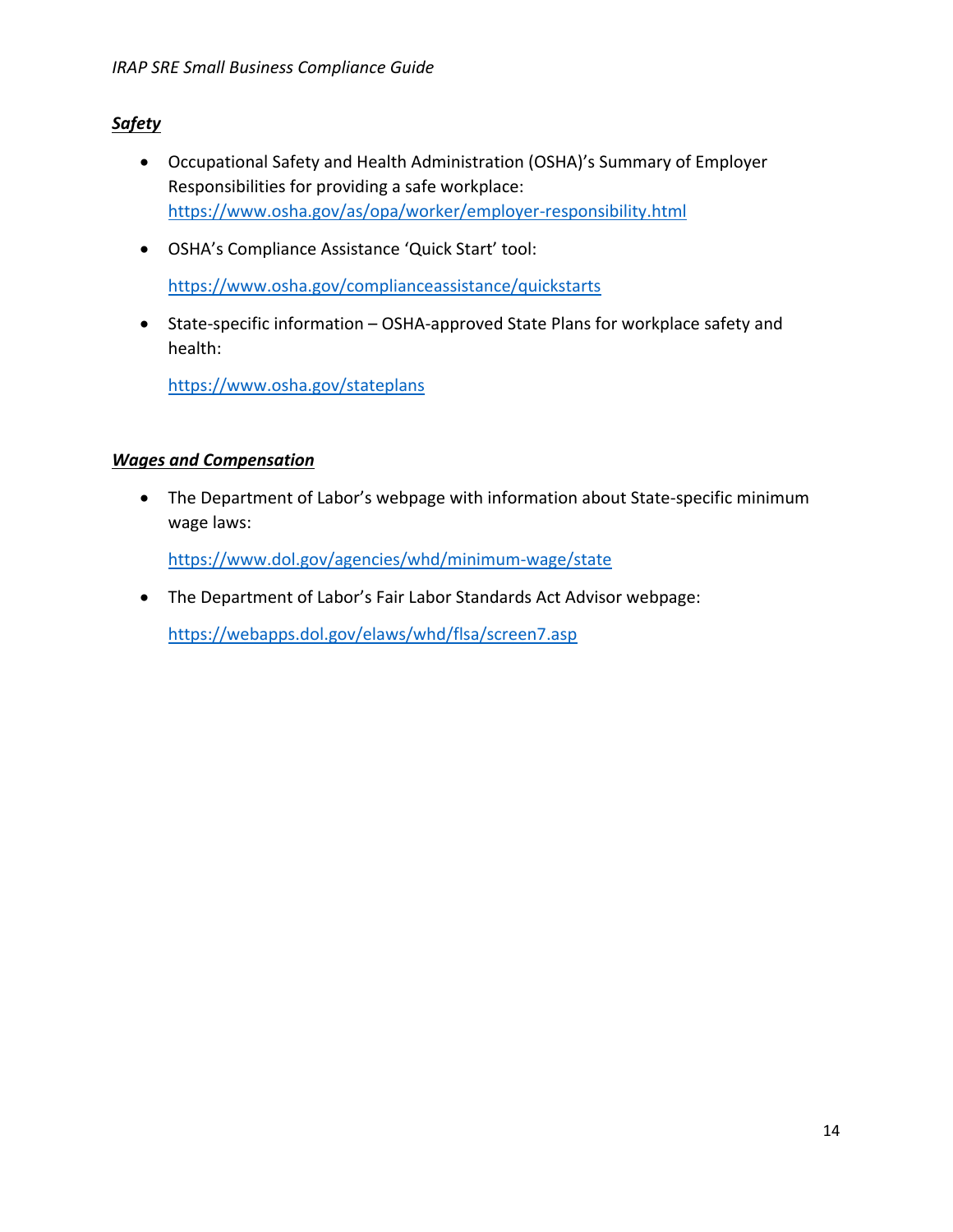***Safety***

- Occupational Safety and Health Administration (OSHA)'s Summary of Employer Responsibilities for providing a safe workplace: https://www.osha.gov/as/opa/worker/employer-responsibility.html

- OSHA's Compliance Assistance 'Quick Start' tool:

  https://www.osha.gov/complianceassistance/quickstarts

- State-specific information – OSHA-approved State Plans for workplace safety and health:

  https://www.osha.gov/stateplans

***Wages and Compensation***

- The Department of Labor's webpage with information about State-specific minimum wage laws:

  https://www.dol.gov/agencies/whd/minimum-wage/state

- The Department of Labor's Fair Labor Standards Act Advisor webpage:

  https://webapps.dol.gov/elaws/whd/flsa/screen7.asp